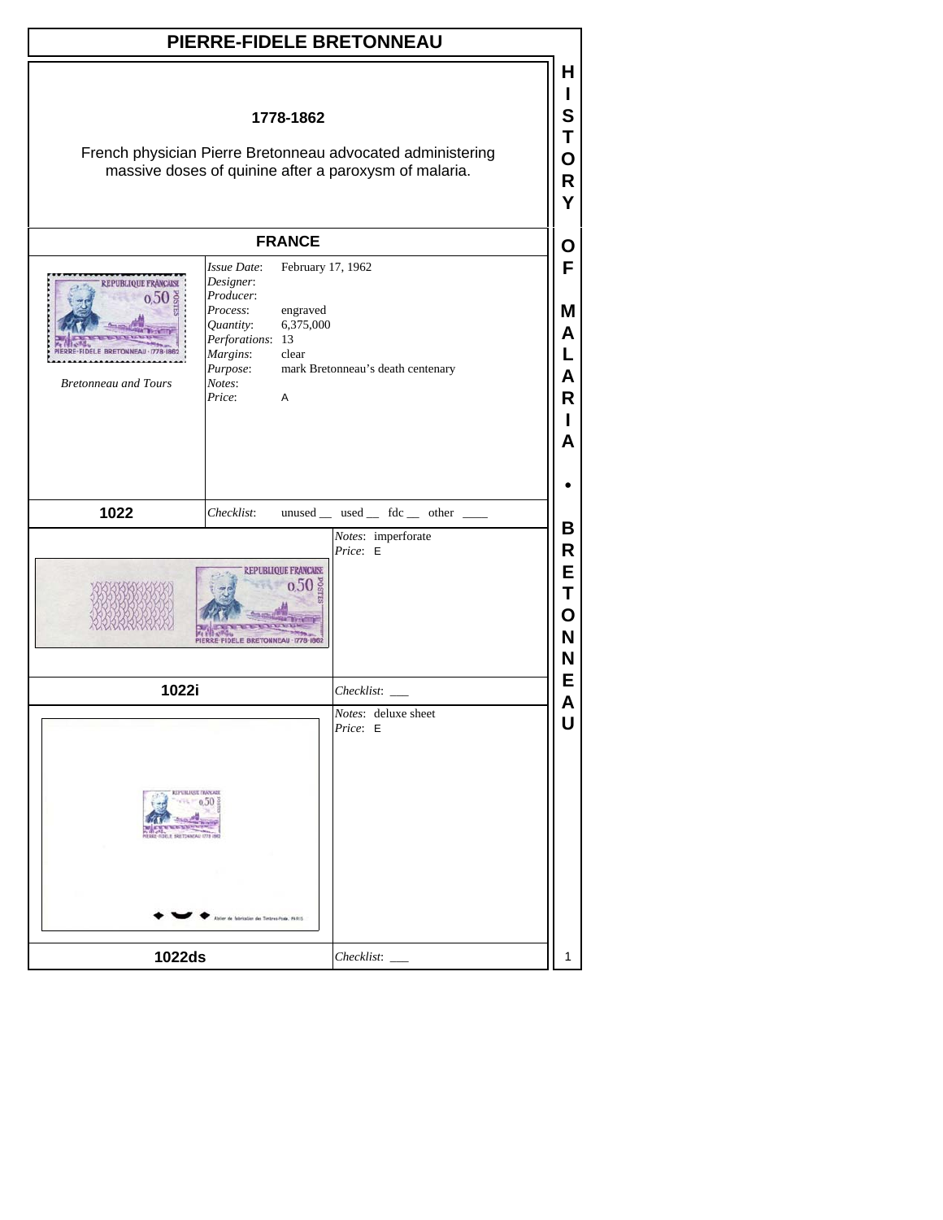# PIERRE-FIDELE BRETONNEAU

**1778-1862**

French physician Pierre Bretonneau advocated administering massive doses of quinine after a paroxysm of malaria.

## FRANCE

*Bretonneau and Tours*

| | |
|---|---|
| *Issue Date*: | February 17, 1962 |
| *Designer*: | |
| *Producer*: | |
| *Process*: | engraved |
| *Quantity*: | 6,375,000 |
| *Perforations*: | 13 |
| *Margins*: | clear |
| *Purpose*: | mark Bretonneau's death centenary |
| *Notes*: | |
| *Price*: | A |

**1022** — *Checklist*: unused __ used __ fdc __ other ____

*Notes*: imperforate
*Price*: E

**1022i** — *Checklist*: ___

*Notes*: deluxe sheet
*Price*: E

**1022ds** — *Checklist*: ___

HISTORY OF MALARIA • BRETONNEAU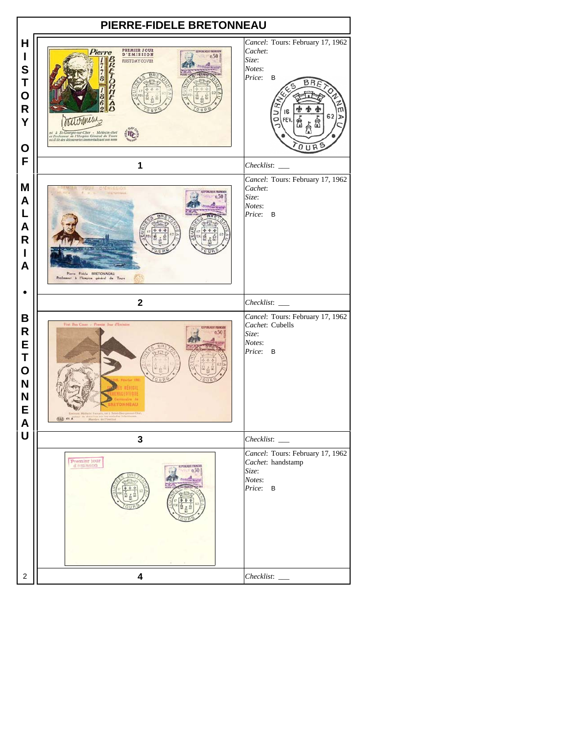# PIERRE-FIDELE BRETONNEAU

HISTORY OF MALARIA • BRETONNEAU

| # | Details |
|---|---|
| 1 | *Cancel*: Tours: February 17, 1962<br>*Cachet*:<br>*Size*:<br>*Notes*:<br>*Price*: B<br>*Checklist*: ___ |
| 2 | *Cancel*: Tours: February 17, 1962<br>*Cachet*:<br>*Size*:<br>*Notes*:<br>*Price*: B<br>*Checklist*: ___ |
| 3 | *Cancel*: Tours: February 17, 1962<br>*Cachet*: Cubells<br>*Size*:<br>*Notes*:<br>*Price*: B<br>*Checklist*: ___ |
| 4 | *Cancel*: Tours: February 17, 1962<br>*Cachet*: handstamp<br>*Size*:<br>*Notes*:<br>*Price*: B<br>*Checklist*: ___ |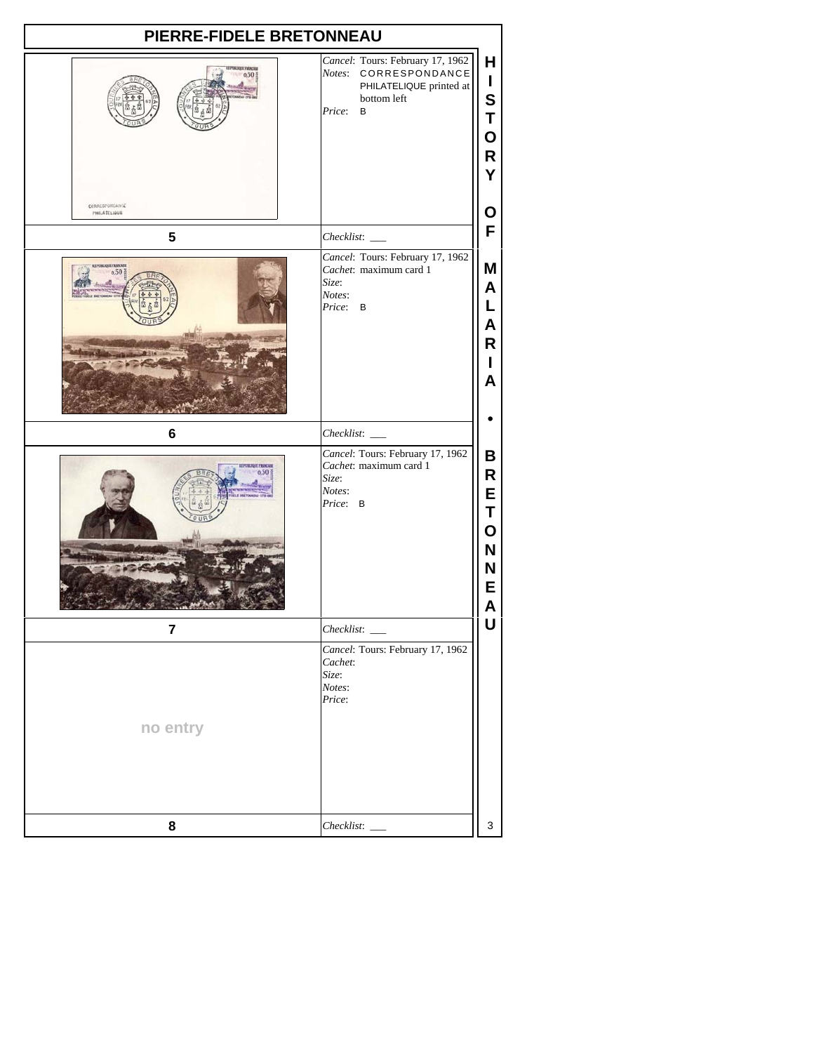# PIERRE-FIDELE BRETONNEAU

| # | Details |
|---|---|
| 5 | *Cancel*: Tours: February 17, 1962<br>*Notes*: CORRESPONDANCE PHILATELIQUE printed at bottom left<br>*Price*: B<br>*Checklist*: ___ |
| 6 | *Cancel*: Tours: February 17, 1962<br>*Cachet*: maximum card 1<br>*Size*:<br>*Notes*:<br>*Price*: B<br>*Checklist*: ___ |
| 7 | *Cancel*: Tours: February 17, 1962<br>*Cachet*: maximum card 1<br>*Size*:<br>*Notes*:<br>*Price*: B<br>*Checklist*: ___ |
| 8 | no entry<br>*Cancel*: Tours: February 17, 1962<br>*Cachet*:<br>*Size*:<br>*Notes*:<br>*Price*:<br>*Checklist*: ___ |

HISTORY OF MALARIA • BRETONNEAU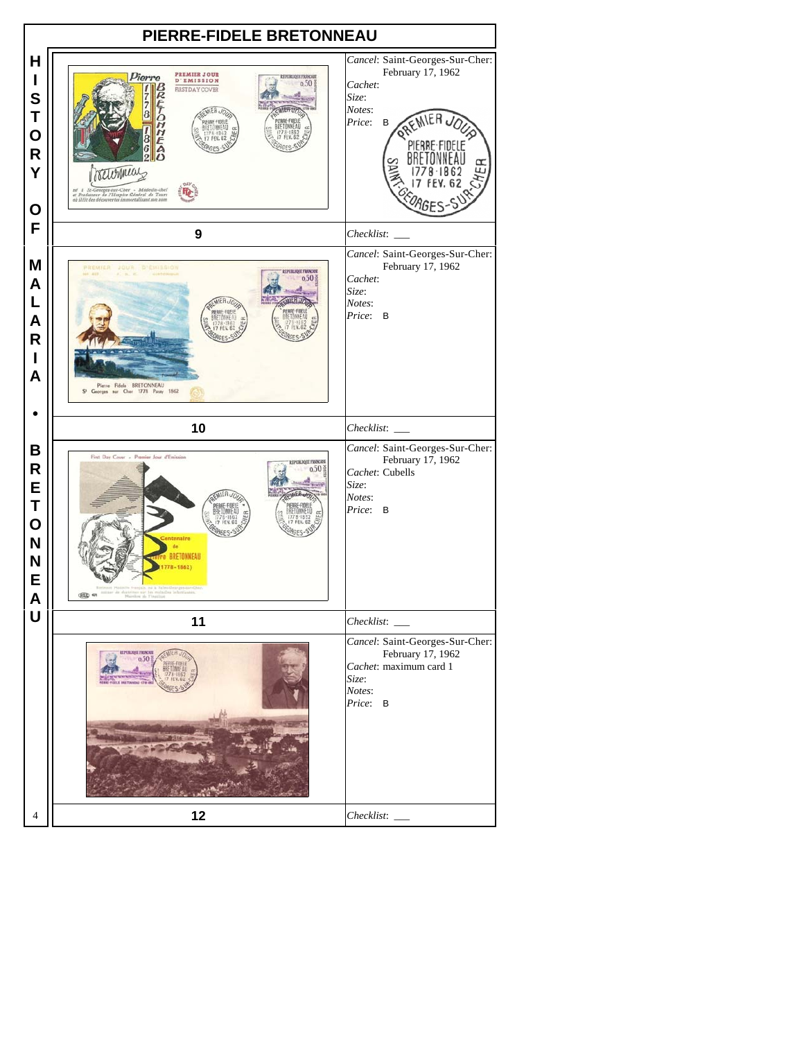# PIERRE-FIDELE BRETONNEAU

HISTORY OF MALARIA • BRETONNEAU

| Item | Details |
| --- | --- |
| 9 | *Cancel*: Saint-Georges-Sur-Cher: February 17, 1962<br>*Cachet*:<br>*Size*:<br>*Notes*:<br>*Price*: B<br>*Checklist*: ___ |
| 10 | *Cancel*: Saint-Georges-Sur-Cher: February 17, 1962<br>*Cachet*:<br>*Size*:<br>*Notes*:<br>*Price*: B<br>*Checklist*: ___ |
| 11 | *Cancel*: Saint-Georges-Sur-Cher: February 17, 1962<br>*Cachet*: Cubells<br>*Size*:<br>*Notes*:<br>*Price*: B<br>*Checklist*: ___ |
| 12 | *Cancel*: Saint-Georges-Sur-Cher: February 17, 1962<br>*Cachet*: maximum card 1<br>*Size*:<br>*Notes*:<br>*Price*: B<br>*Checklist*: ___ |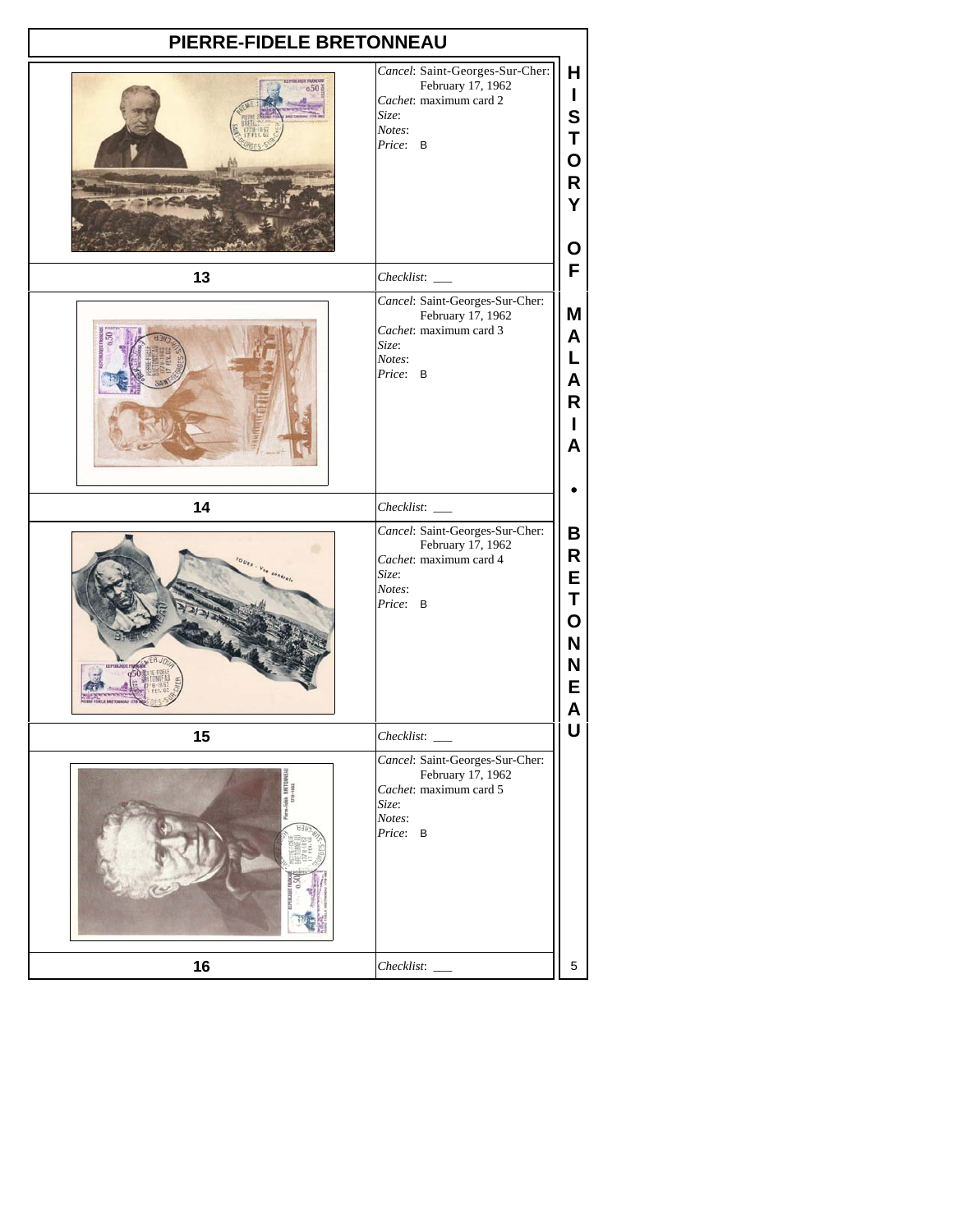# PIERRE-FIDELE BRETONNEAU

**13**

*Cancel*: Saint-Georges-Sur-Cher: February 17, 1962
*Cachet*: maximum card 2
*Size*:
*Notes*:
*Price*: B

*Checklist*: ___

**14**

*Cancel*: Saint-Georges-Sur-Cher: February 17, 1962
*Cachet*: maximum card 3
*Size*:
*Notes*:
*Price*: B

*Checklist*: ___

**15**

*Cancel*: Saint-Georges-Sur-Cher: February 17, 1962
*Cachet*: maximum card 4
*Size*:
*Notes*:
*Price*: B

*Checklist*: ___

**16**

*Cancel*: Saint-Georges-Sur-Cher: February 17, 1962
*Cachet*: maximum card 5
*Size*:
*Notes*:
*Price*: B

*Checklist*: ___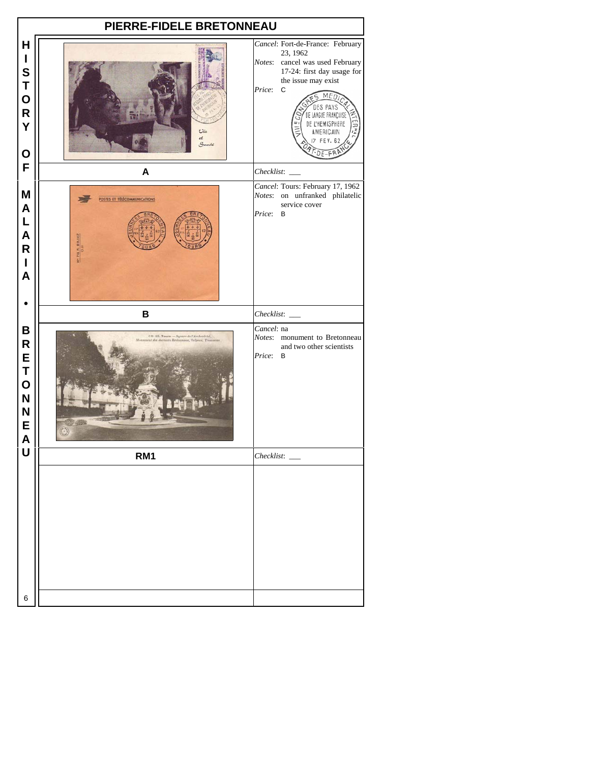# PIERRE-FIDELE BRETONNEAU

HISTORY OF MALARIA • BRETONNEAU

| | |
|---|---|
| | *Cancel*: Fort-de-France: February 23, 1962<br>*Notes*: cancel was used February 17-24: first day usage for the issue may exist<br>*Price*: C |
| **A** | *Checklist*: ___ |
| | *Cancel*: Tours: February 17, 1962<br>*Notes*: on unfranked philatelic service cover<br>*Price*: B |
| **B** | *Checklist*: ___ |
| | *Cancel*: na<br>*Notes*: monument to Bretonneau and two other scientists<br>*Price*: B |
| **RM1** | *Checklist*: ___ |